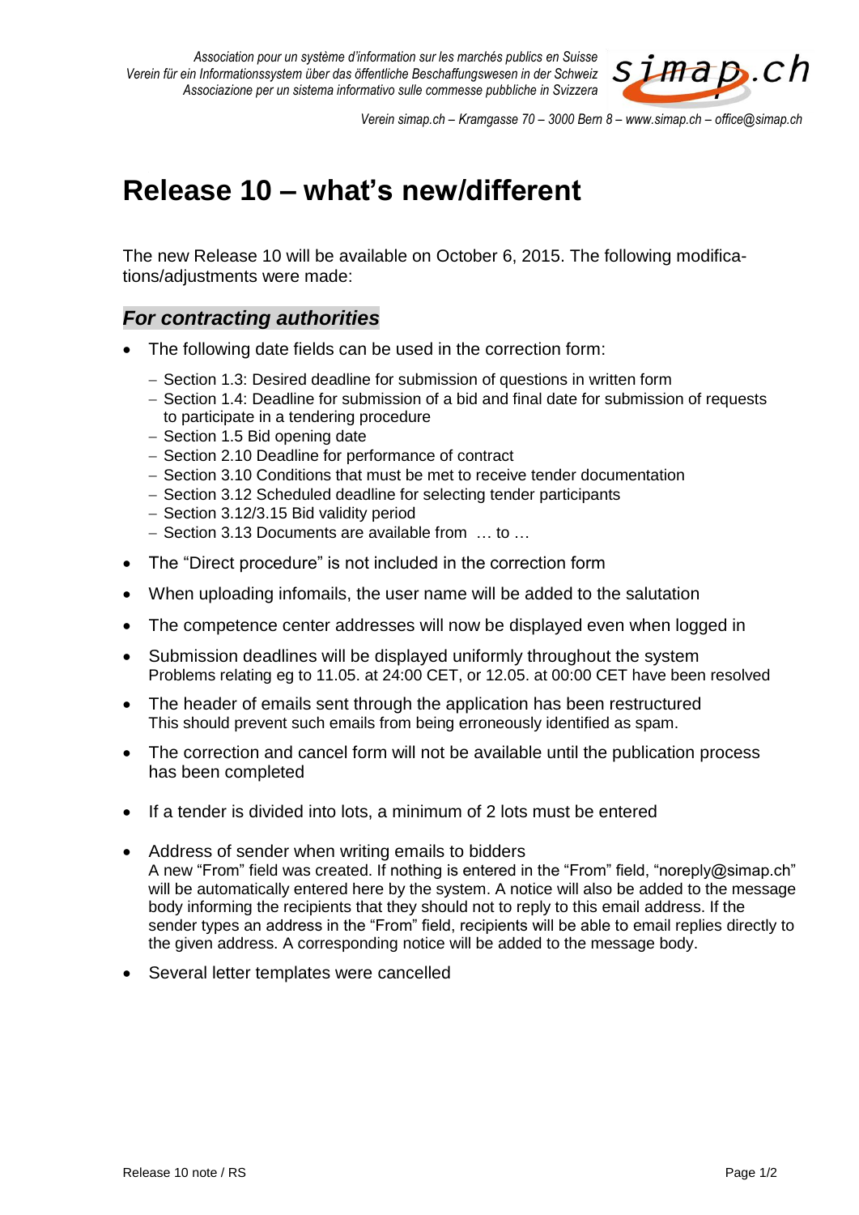Association pour un système d'information sur les marchés publics en Suisse
Verein für ein Informationssystem über das öffentliche Beschaffungswesen in der Schweiz
Associazione per un sistema informativo sulle commesse pubbliche in Svizzera

simap.ch

Verein simap.ch – Kramgasse 70 – 3000 Bern 8 – www.simap.ch – office@simap.ch

# Release 10 – what's new/different

The new Release 10 will be available on October 6, 2015. The following modifications/adjustments were made:

## *For contracting authorities*

- The following date fields can be used in the correction form:
  - Section 1.3: Desired deadline for submission of questions in written form
  - Section 1.4: Deadline for submission of a bid and final date for submission of requests to participate in a tendering procedure
  - Section 1.5 Bid opening date
  - Section 2.10 Deadline for performance of contract
  - Section 3.10 Conditions that must be met to receive tender documentation
  - Section 3.12 Scheduled deadline for selecting tender participants
  - Section 3.12/3.15 Bid validity period
  - Section 3.13 Documents are available from … to …
- The "Direct procedure" is not included in the correction form
- When uploading infomails, the user name will be added to the salutation
- The competence center addresses will now be displayed even when logged in
- Submission deadlines will be displayed uniformly throughout the system
  Problems relating eg to 11.05. at 24:00 CET, or 12.05. at 00:00 CET have been resolved
- The header of emails sent through the application has been restructured
  This should prevent such emails from being erroneously identified as spam.
- The correction and cancel form will not be available until the publication process has been completed
- If a tender is divided into lots, a minimum of 2 lots must be entered
- Address of sender when writing emails to bidders
  A new "From" field was created. If nothing is entered in the "From" field, "noreply@simap.ch" will be automatically entered here by the system. A notice will also be added to the message body informing the recipients that they should not to reply to this email address. If the sender types an address in the "From" field, recipients will be able to email replies directly to the given address. A corresponding notice will be added to the message body.
- Several letter templates were cancelled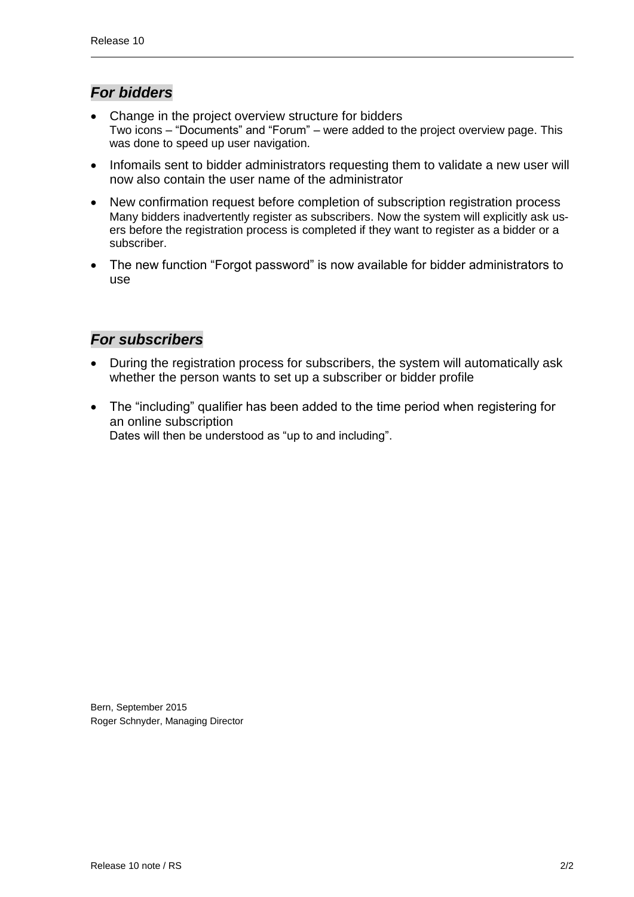## *For bidders*

- Change in the project overview structure for bidders
  Two icons – “Documents” and “Forum” – were added to the project overview page. This was done to speed up user navigation.
- Infomails sent to bidder administrators requesting them to validate a new user will now also contain the user name of the administrator
- New confirmation request before completion of subscription registration process
  Many bidders inadvertently register as subscribers. Now the system will explicitly ask users before the registration process is completed if they want to register as a bidder or a subscriber.
- The new function “Forgot password” is now available for bidder administrators to use

## *For subscribers*

- During the registration process for subscribers, the system will automatically ask whether the person wants to set up a subscriber or bidder profile
- The “including” qualifier has been added to the time period when registering for an online subscription
  Dates will then be understood as “up to and including”.

Bern, September 2015
Roger Schnyder, Managing Director